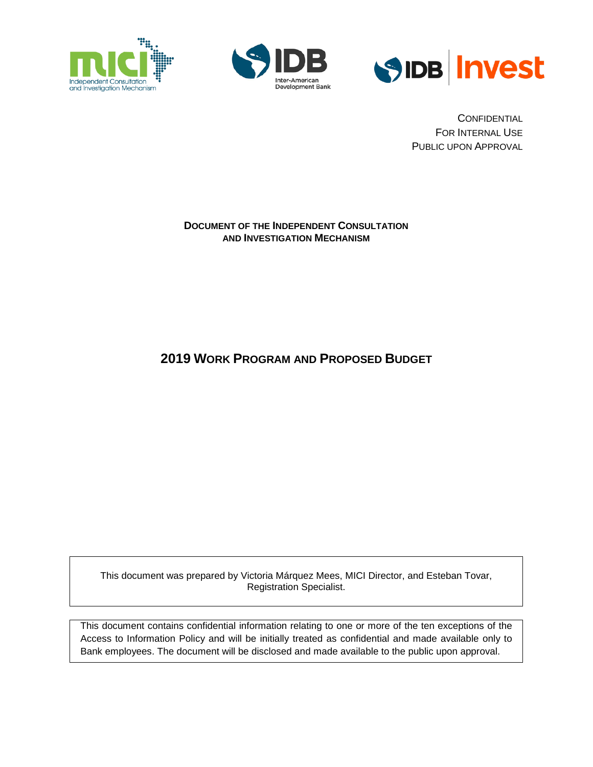Confidential
For Internal Use
Public upon Approval

**Document of the Independent Consultation and Investigation Mechanism**

# 2019 Work Program and Proposed Budget

This document was prepared by Victoria Márquez Mees, MICI Director, and Esteban Tovar, Registration Specialist.

This document contains confidential information relating to one or more of the ten exceptions of the Access to Information Policy and will be initially treated as confidential and made available only to Bank employees. The document will be disclosed and made available to the public upon approval.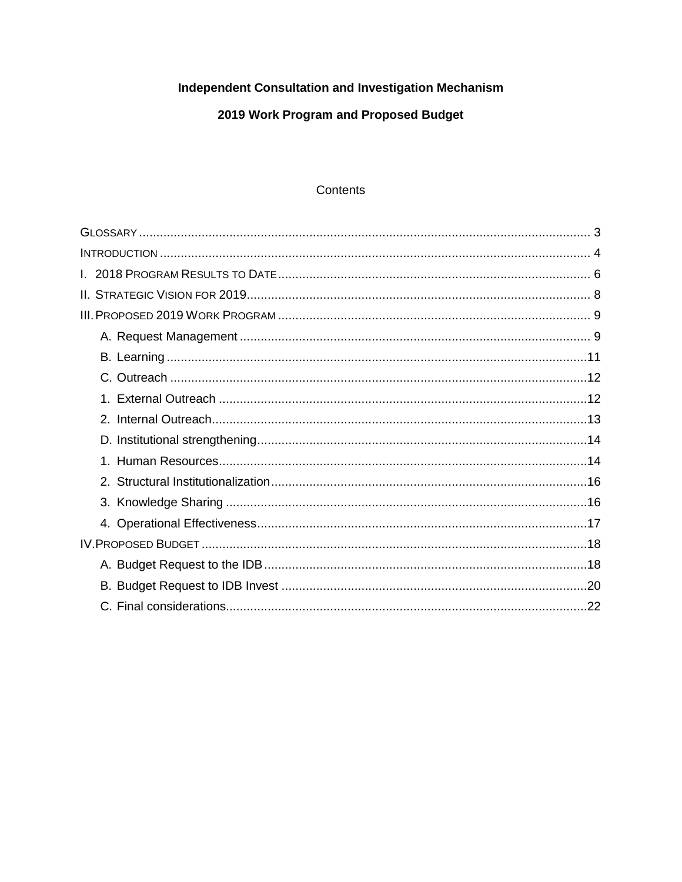**Independent Consultation and Investigation Mechanism**

**2019 Work Program and Proposed Budget**

Contents

GLOSSARY ........ 3
INTRODUCTION ........ 4
I. 2018 PROGRAM RESULTS TO DATE ........ 6
II. STRATEGIC VISION FOR 2019 ........ 8
III. PROPOSED 2019 WORK PROGRAM ........ 9
- A. Request Management ........ 9
- B. Learning ........ 11
- C. Outreach ........ 12
- 1. External Outreach ........ 12
- 2. Internal Outreach ........ 13
- D. Institutional strengthening ........ 14
- 1. Human Resources ........ 14
- 2. Structural Institutionalization ........ 16
- 3. Knowledge Sharing ........ 16
- 4. Operational Effectiveness ........ 17

IV. PROPOSED BUDGET ........ 18
- A. Budget Request to the IDB ........ 18
- B. Budget Request to IDB Invest ........ 20
- C. Final considerations ........ 22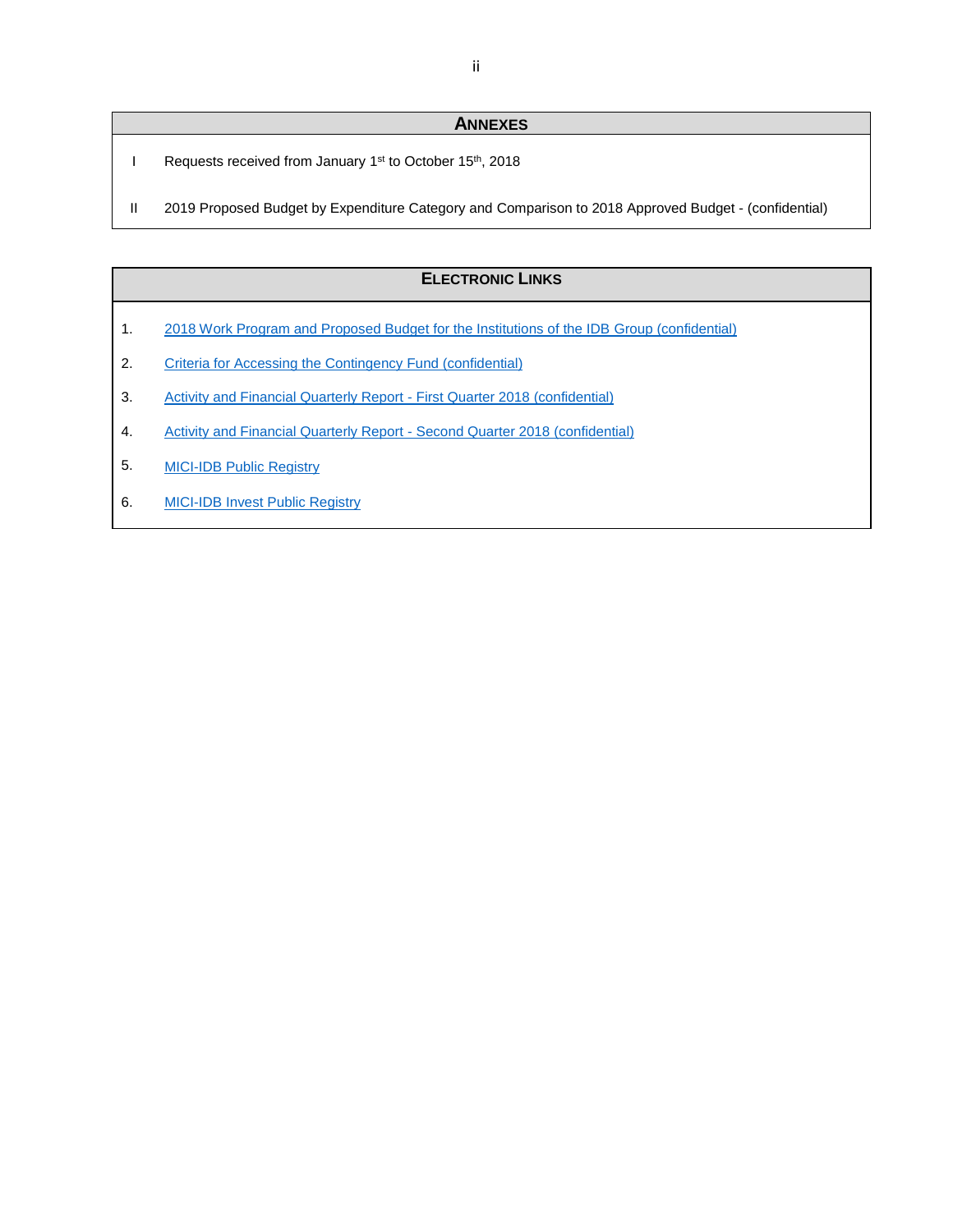## ANNEXES

| | |
|---|---|
| I | Requests received from January 1st to October 15th, 2018 |
| II | 2019 Proposed Budget by Expenditure Category and Comparison to 2018 Approved Budget - (confidential) |

## ELECTRONIC LINKS

1. 2018 Work Program and Proposed Budget for the Institutions of the IDB Group (confidential)
2. Criteria for Accessing the Contingency Fund (confidential)
3. Activity and Financial Quarterly Report - First Quarter 2018 (confidential)
4. Activity and Financial Quarterly Report - Second Quarter 2018 (confidential)
5. MICI-IDB Public Registry
6. MICI-IDB Invest Public Registry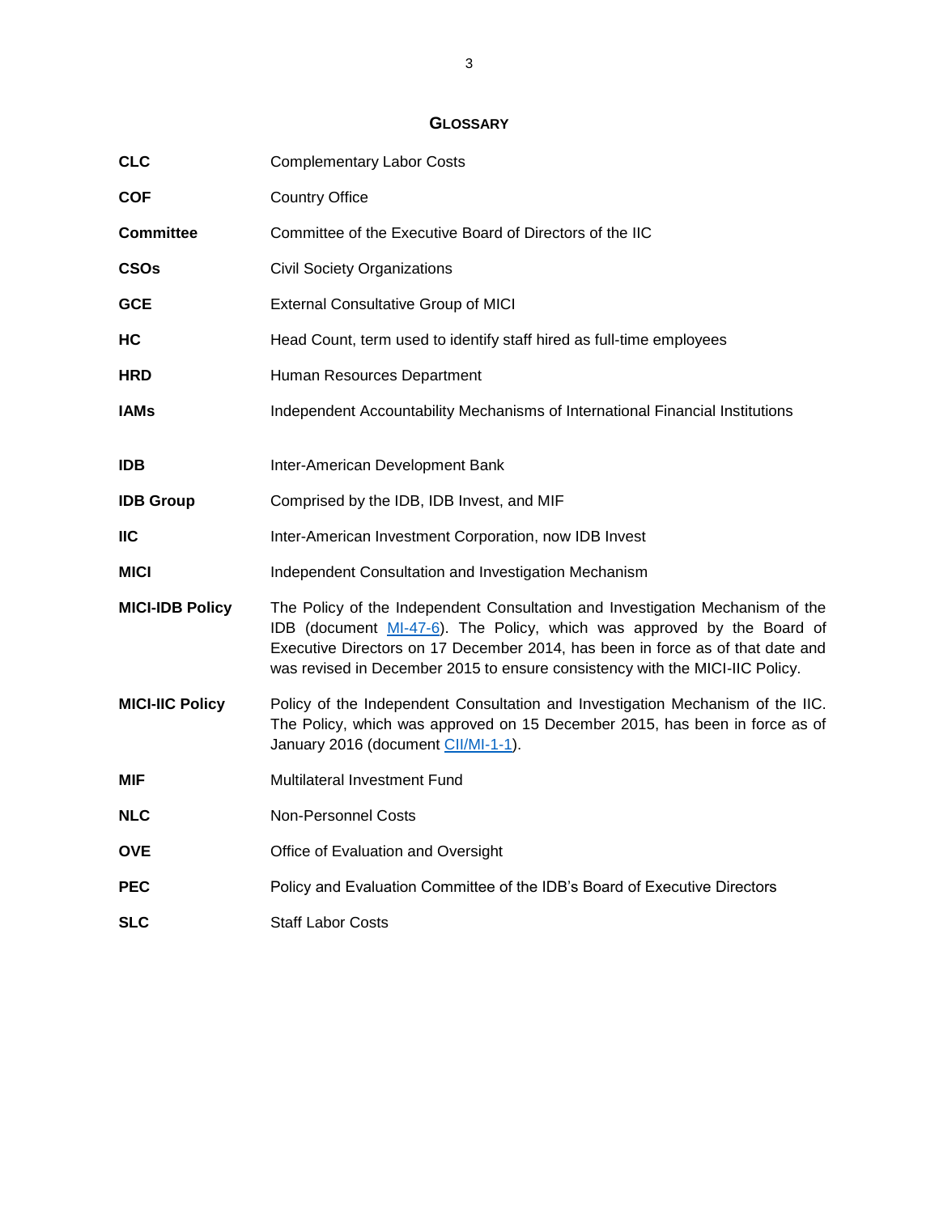## GLOSSARY

| | |
|---|---|
| **CLC** | Complementary Labor Costs |
| **COF** | Country Office |
| **Committee** | Committee of the Executive Board of Directors of the IIC |
| **CSOs** | Civil Society Organizations |
| **GCE** | External Consultative Group of MICI |
| **HC** | Head Count, term used to identify staff hired as full-time employees |
| **HRD** | Human Resources Department |
| **IAMs** | Independent Accountability Mechanisms of International Financial Institutions |
| **IDB** | Inter-American Development Bank |
| **IDB Group** | Comprised by the IDB, IDB Invest, and MIF |
| **IIC** | Inter-American Investment Corporation, now IDB Invest |
| **MICI** | Independent Consultation and Investigation Mechanism |
| **MICI-IDB Policy** | The Policy of the Independent Consultation and Investigation Mechanism of the IDB (document MI-47-6). The Policy, which was approved by the Board of Executive Directors on 17 December 2014, has been in force as of that date and was revised in December 2015 to ensure consistency with the MICI-IIC Policy. |
| **MICI-IIC Policy** | Policy of the Independent Consultation and Investigation Mechanism of the IIC. The Policy, which was approved on 15 December 2015, has been in force as of January 2016 (document CII/MI-1-1). |
| **MIF** | Multilateral Investment Fund |
| **NLC** | Non-Personnel Costs |
| **OVE** | Office of Evaluation and Oversight |
| **PEC** | Policy and Evaluation Committee of the IDB's Board of Executive Directors |
| **SLC** | Staff Labor Costs |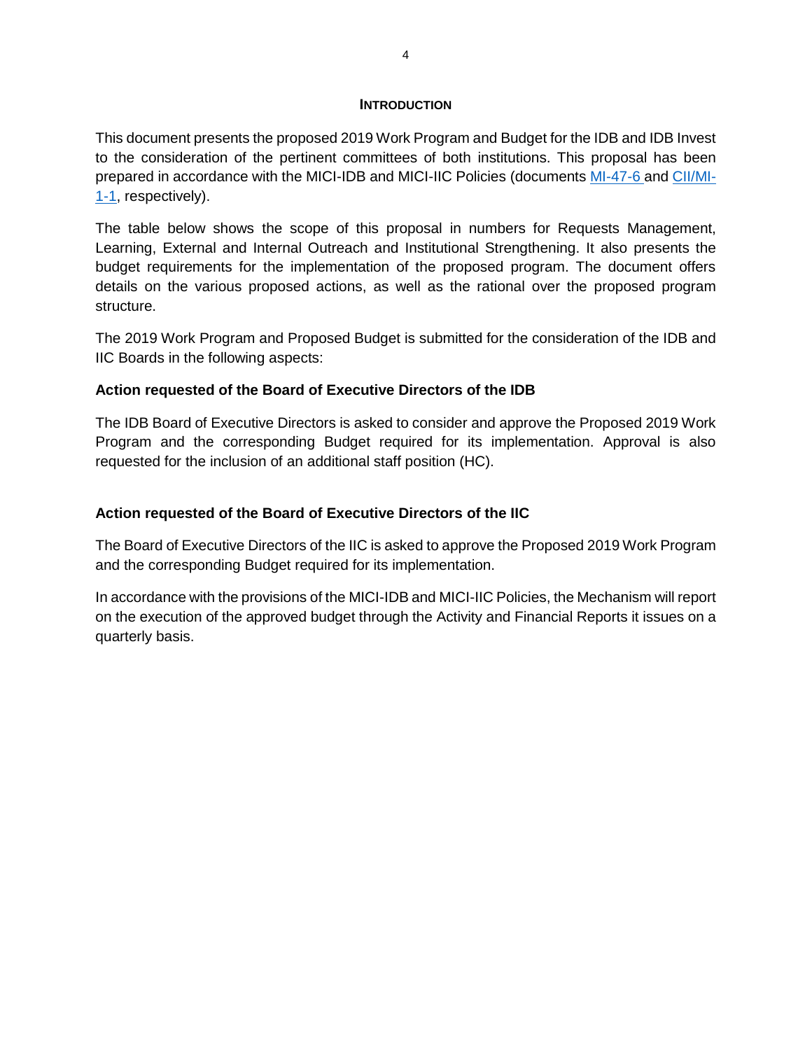# INTRODUCTION

This document presents the proposed 2019 Work Program and Budget for the IDB and IDB Invest to the consideration of the pertinent committees of both institutions. This proposal has been prepared in accordance with the MICI-IDB and MICI-IIC Policies (documents MI-47-6 and CII/MI-1-1, respectively).

The table below shows the scope of this proposal in numbers for Requests Management, Learning, External and Internal Outreach and Institutional Strengthening. It also presents the budget requirements for the implementation of the proposed program. The document offers details on the various proposed actions, as well as the rational over the proposed program structure.

The 2019 Work Program and Proposed Budget is submitted for the consideration of the IDB and IIC Boards in the following aspects:

**Action requested of the Board of Executive Directors of the IDB**

The IDB Board of Executive Directors is asked to consider and approve the Proposed 2019 Work Program and the corresponding Budget required for its implementation. Approval is also requested for the inclusion of an additional staff position (HC).

**Action requested of the Board of Executive Directors of the IIC**

The Board of Executive Directors of the IIC is asked to approve the Proposed 2019 Work Program and the corresponding Budget required for its implementation.

In accordance with the provisions of the MICI-IDB and MICI-IIC Policies, the Mechanism will report on the execution of the approved budget through the Activity and Financial Reports it issues on a quarterly basis.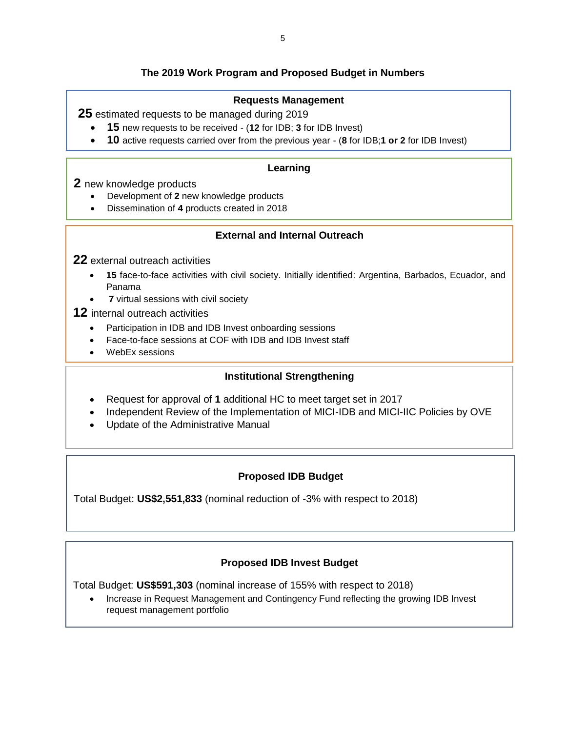## The 2019 Work Program and Proposed Budget in Numbers

### Requests Management

**25** estimated requests to be managed during 2019

- **15** new requests to be received - (**12** for IDB; **3** for IDB Invest)
- **10** active requests carried over from the previous year - (**8** for IDB;**1 or 2** for IDB Invest)

### Learning

**2** new knowledge products

- Development of **2** new knowledge products
- Dissemination of **4** products created in 2018

### External and Internal Outreach

**22** external outreach activities

- **15** face-to-face activities with civil society. Initially identified: Argentina, Barbados, Ecuador, and Panama
- **7** virtual sessions with civil society

**12** internal outreach activities

- Participation in IDB and IDB Invest onboarding sessions
- Face-to-face sessions at COF with IDB and IDB Invest staff
- WebEx sessions

### Institutional Strengthening

- Request for approval of **1** additional HC to meet target set in 2017
- Independent Review of the Implementation of MICI-IDB and MICI-IIC Policies by OVE
- Update of the Administrative Manual

### Proposed IDB Budget

Total Budget: **US$2,551,833** (nominal reduction of -3% with respect to 2018)

### Proposed IDB Invest Budget

Total Budget: **US$591,303** (nominal increase of 155% with respect to 2018)

- Increase in Request Management and Contingency Fund reflecting the growing IDB Invest request management portfolio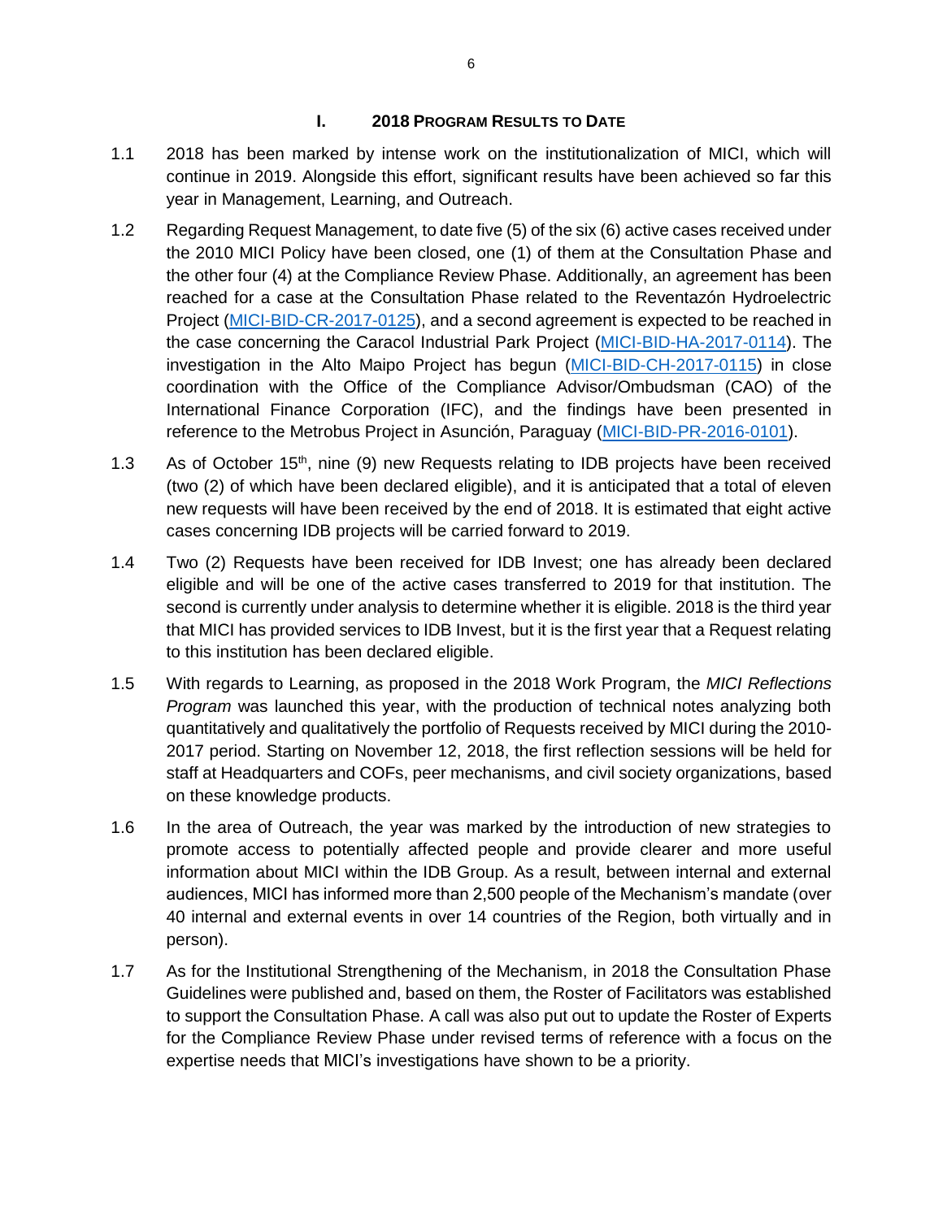## I. 2018 PROGRAM RESULTS TO DATE

1.1 2018 has been marked by intense work on the institutionalization of MICI, which will continue in 2019. Alongside this effort, significant results have been achieved so far this year in Management, Learning, and Outreach.

1.2 Regarding Request Management, to date five (5) of the six (6) active cases received under the 2010 MICI Policy have been closed, one (1) of them at the Consultation Phase and the other four (4) at the Compliance Review Phase. Additionally, an agreement has been reached for a case at the Consultation Phase related to the Reventazón Hydroelectric Project (MICI-BID-CR-2017-0125), and a second agreement is expected to be reached in the case concerning the Caracol Industrial Park Project (MICI-BID-HA-2017-0114). The investigation in the Alto Maipo Project has begun (MICI-BID-CH-2017-0115) in close coordination with the Office of the Compliance Advisor/Ombudsman (CAO) of the International Finance Corporation (IFC), and the findings have been presented in reference to the Metrobus Project in Asunción, Paraguay (MICI-BID-PR-2016-0101).

1.3 As of October 15th, nine (9) new Requests relating to IDB projects have been received (two (2) of which have been declared eligible), and it is anticipated that a total of eleven new requests will have been received by the end of 2018. It is estimated that eight active cases concerning IDB projects will be carried forward to 2019.

1.4 Two (2) Requests have been received for IDB Invest; one has already been declared eligible and will be one of the active cases transferred to 2019 for that institution. The second is currently under analysis to determine whether it is eligible. 2018 is the third year that MICI has provided services to IDB Invest, but it is the first year that a Request relating to this institution has been declared eligible.

1.5 With regards to Learning, as proposed in the 2018 Work Program, the *MICI Reflections Program* was launched this year, with the production of technical notes analyzing both quantitatively and qualitatively the portfolio of Requests received by MICI during the 2010-2017 period. Starting on November 12, 2018, the first reflection sessions will be held for staff at Headquarters and COFs, peer mechanisms, and civil society organizations, based on these knowledge products.

1.6 In the area of Outreach, the year was marked by the introduction of new strategies to promote access to potentially affected people and provide clearer and more useful information about MICI within the IDB Group. As a result, between internal and external audiences, MICI has informed more than 2,500 people of the Mechanism's mandate (over 40 internal and external events in over 14 countries of the Region, both virtually and in person).

1.7 As for the Institutional Strengthening of the Mechanism, in 2018 the Consultation Phase Guidelines were published and, based on them, the Roster of Facilitators was established to support the Consultation Phase. A call was also put out to update the Roster of Experts for the Compliance Review Phase under revised terms of reference with a focus on the expertise needs that MICI's investigations have shown to be a priority.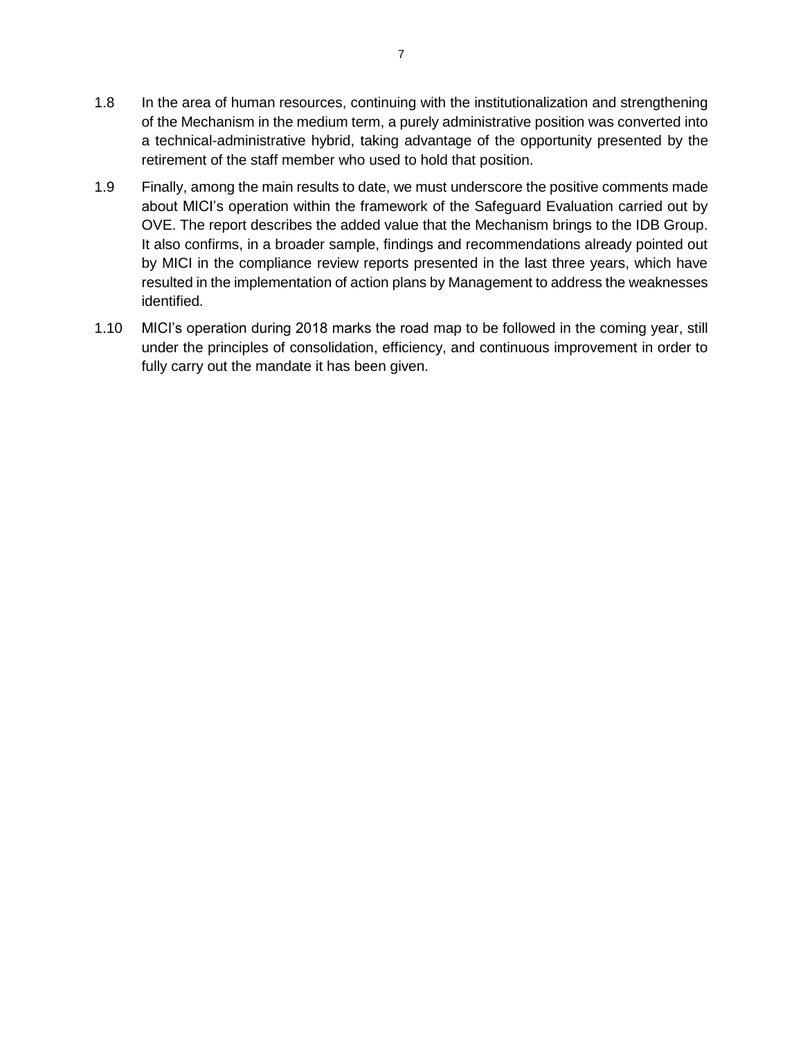1.8 In the area of human resources, continuing with the institutionalization and strengthening of the Mechanism in the medium term, a purely administrative position was converted into a technical-administrative hybrid, taking advantage of the opportunity presented by the retirement of the staff member who used to hold that position.

1.9 Finally, among the main results to date, we must underscore the positive comments made about MICI's operation within the framework of the Safeguard Evaluation carried out by OVE. The report describes the added value that the Mechanism brings to the IDB Group. It also confirms, in a broader sample, findings and recommendations already pointed out by MICI in the compliance review reports presented in the last three years, which have resulted in the implementation of action plans by Management to address the weaknesses identified.

1.10 MICI's operation during 2018 marks the road map to be followed in the coming year, still under the principles of consolidation, efficiency, and continuous improvement in order to fully carry out the mandate it has been given.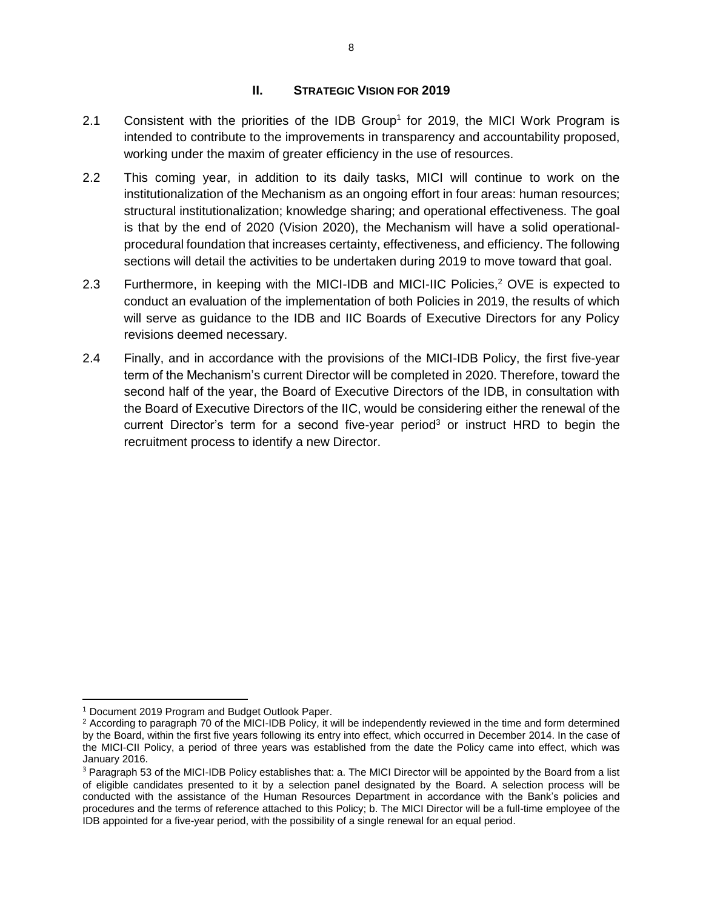## II. STRATEGIC VISION FOR 2019

2.1 Consistent with the priorities of the IDB Group[1] for 2019, the MICI Work Program is intended to contribute to the improvements in transparency and accountability proposed, working under the maxim of greater efficiency in the use of resources.

2.2 This coming year, in addition to its daily tasks, MICI will continue to work on the institutionalization of the Mechanism as an ongoing effort in four areas: human resources; structural institutionalization; knowledge sharing; and operational effectiveness. The goal is that by the end of 2020 (Vision 2020), the Mechanism will have a solid operational-procedural foundation that increases certainty, effectiveness, and efficiency. The following sections will detail the activities to be undertaken during 2019 to move toward that goal.

2.3 Furthermore, in keeping with the MICI-IDB and MICI-IIC Policies,[2] OVE is expected to conduct an evaluation of the implementation of both Policies in 2019, the results of which will serve as guidance to the IDB and IIC Boards of Executive Directors for any Policy revisions deemed necessary.

2.4 Finally, and in accordance with the provisions of the MICI-IDB Policy, the first five-year term of the Mechanism's current Director will be completed in 2020. Therefore, toward the second half of the year, the Board of Executive Directors of the IDB, in consultation with the Board of Executive Directors of the IIC, would be considering either the renewal of the current Director's term for a second five-year period[3] or instruct HRD to begin the recruitment process to identify a new Director.

---

[1] Document 2019 Program and Budget Outlook Paper.

[2] According to paragraph 70 of the MICI-IDB Policy, it will be independently reviewed in the time and form determined by the Board, within the first five years following its entry into effect, which occurred in December 2014. In the case of the MICI-CII Policy, a period of three years was established from the date the Policy came into effect, which was January 2016.

[3] Paragraph 53 of the MICI-IDB Policy establishes that: a. The MICI Director will be appointed by the Board from a list of eligible candidates presented to it by a selection panel designated by the Board. A selection process will be conducted with the assistance of the Human Resources Department in accordance with the Bank's policies and procedures and the terms of reference attached to this Policy; b. The MICI Director will be a full-time employee of the IDB appointed for a five-year period, with the possibility of a single renewal for an equal period.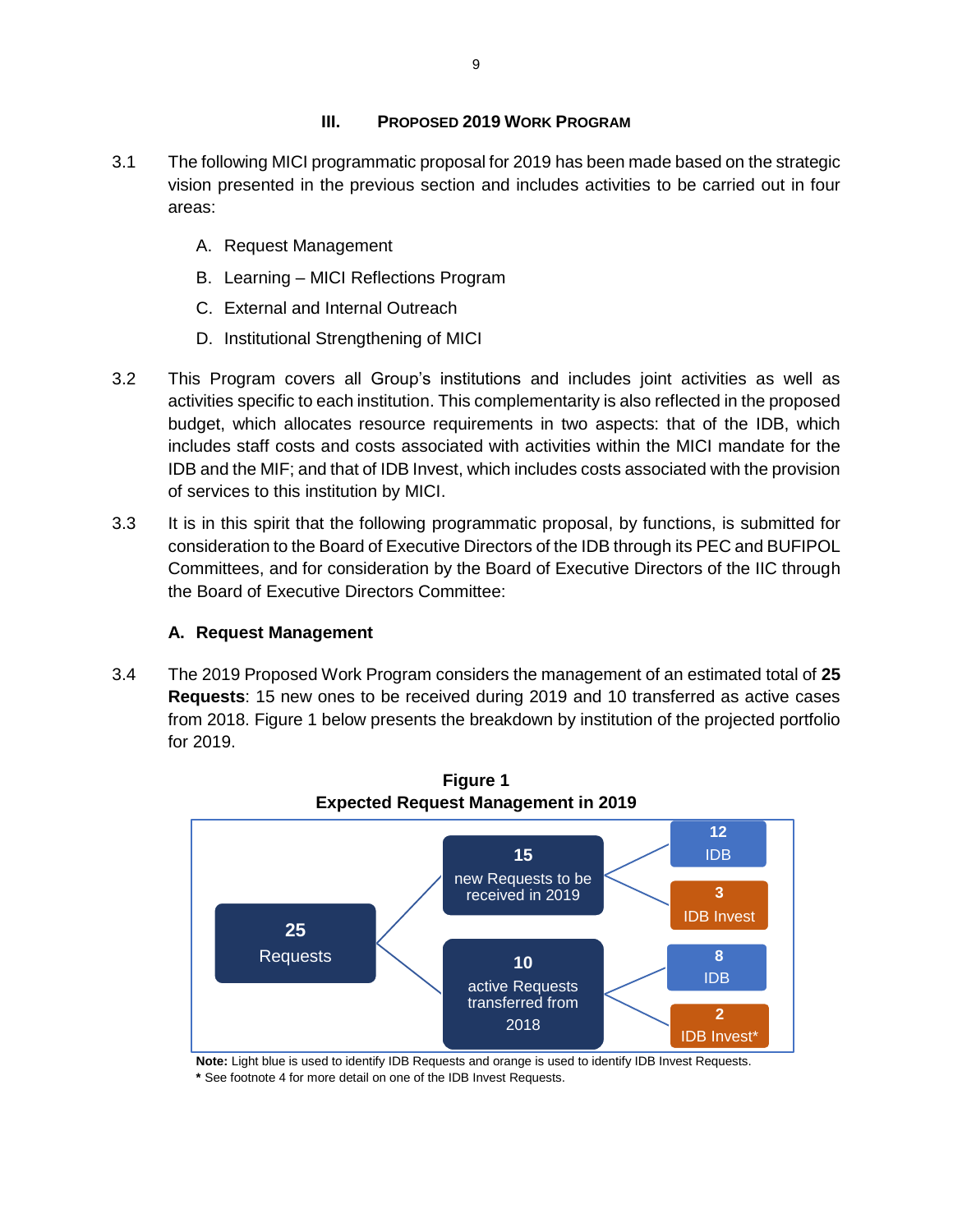## III. PROPOSED 2019 WORK PROGRAM

3.1 The following MICI programmatic proposal for 2019 has been made based on the strategic vision presented in the previous section and includes activities to be carried out in four areas:

A. Request Management
B. Learning – MICI Reflections Program
C. External and Internal Outreach
D. Institutional Strengthening of MICI

3.2 This Program covers all Group's institutions and includes joint activities as well as activities specific to each institution. This complementarity is also reflected in the proposed budget, which allocates resource requirements in two aspects: that of the IDB, which includes staff costs and costs associated with activities within the MICI mandate for the IDB and the MIF; and that of IDB Invest, which includes costs associated with the provision of services to this institution by MICI.

3.3 It is in this spirit that the following programmatic proposal, by functions, is submitted for consideration to the Board of Executive Directors of the IDB through its PEC and BUFIPOL Committees, and for consideration by the Board of Executive Directors of the IIC through the Board of Executive Directors Committee:

### A. Request Management

3.4 The 2019 Proposed Work Program considers the management of an estimated total of **25 Requests**: 15 new ones to be received during 2019 and 10 transferred as active cases from 2018. Figure 1 below presents the breakdown by institution of the projected portfolio for 2019.

**Figure 1**
**Expected Request Management in 2019**

- **25** Requests
  - **15** new Requests to be received in 2019
    - **12** IDB
    - **3** IDB Invest
  - **10** active Requests transferred from 2018
    - **8** IDB
    - **2** IDB Invest*

**Note:** Light blue is used to identify IDB Requests and orange is used to identify IDB Invest Requests.
**\*** See footnote 4 for more detail on one of the IDB Invest Requests.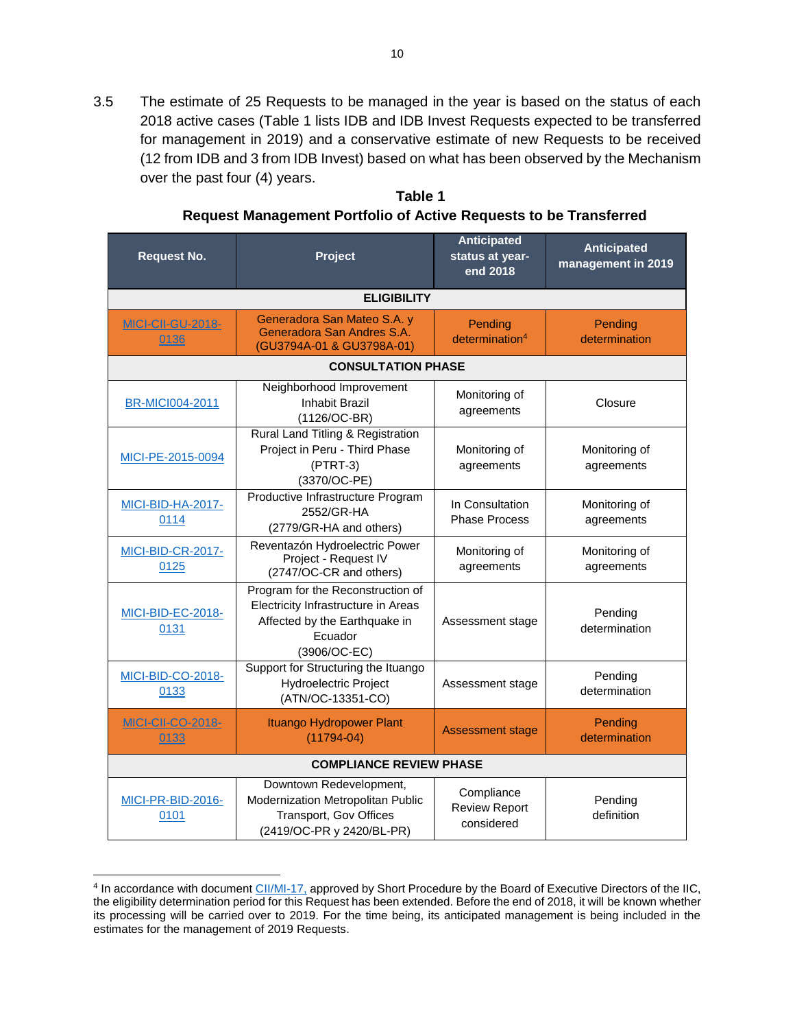3.5 The estimate of 25 Requests to be managed in the year is based on the status of each 2018 active cases (Table 1 lists IDB and IDB Invest Requests expected to be transferred for management in 2019) and a conservative estimate of new Requests to be received (12 from IDB and 3 from IDB Invest) based on what has been observed by the Mechanism over the past four (4) years.

**Table 1**
**Request Management Portfolio of Active Requests to be Transferred**

| Request No. | Project | Anticipated status at year-end 2018 | Anticipated management in 2019 |
|---|---|---|---|
| **ELIGIBILITY** | | | |
| MICI-CII-GU-2018-0136 | Generadora San Mateo S.A. y Generadora San Andres S.A. (GU3794A-01 & GU3798A-01) | Pending determination[4] | Pending determination |
| **CONSULTATION PHASE** | | | |
| BR-MICI004-2011 | Neighborhood Improvement Inhabit Brazil (1126/OC-BR) | Monitoring of agreements | Closure |
| MICI-PE-2015-0094 | Rural Land Titling & Registration Project in Peru - Third Phase (PTRT-3) (3370/OC-PE) | Monitoring of agreements | Monitoring of agreements |
| MICI-BID-HA-2017-0114 | Productive Infrastructure Program 2552/GR-HA (2779/GR-HA and others) | In Consultation Phase Process | Monitoring of agreements |
| MICI-BID-CR-2017-0125 | Reventazón Hydroelectric Power Project - Request IV (2747/OC-CR and others) | Monitoring of agreements | Monitoring of agreements |
| MICI-BID-EC-2018-0131 | Program for the Reconstruction of Electricity Infrastructure in Areas Affected by the Earthquake in Ecuador (3906/OC-EC) | Assessment stage | Pending determination |
| MICI-BID-CO-2018-0133 | Support for Structuring the Ituango Hydroelectric Project (ATN/OC-13351-CO) | Assessment stage | Pending determination |
| MICI-CII-CO-2018-0133 | Ituango Hydropower Plant (11794-04) | Assessment stage | Pending determination |
| **COMPLIANCE REVIEW PHASE** | | | |
| MICI-PR-BID-2016-0101 | Downtown Redevelopment, Modernization Metropolitan Public Transport, Gov Offices (2419/OC-PR y 2420/BL-PR) | Compliance Review Report considered | Pending definition |

[4] In accordance with document CII/MI-17, approved by Short Procedure by the Board of Executive Directors of the IIC, the eligibility determination period for this Request has been extended. Before the end of 2018, it will be known whether its processing will be carried over to 2019. For the time being, its anticipated management is being included in the estimates for the management of 2019 Requests.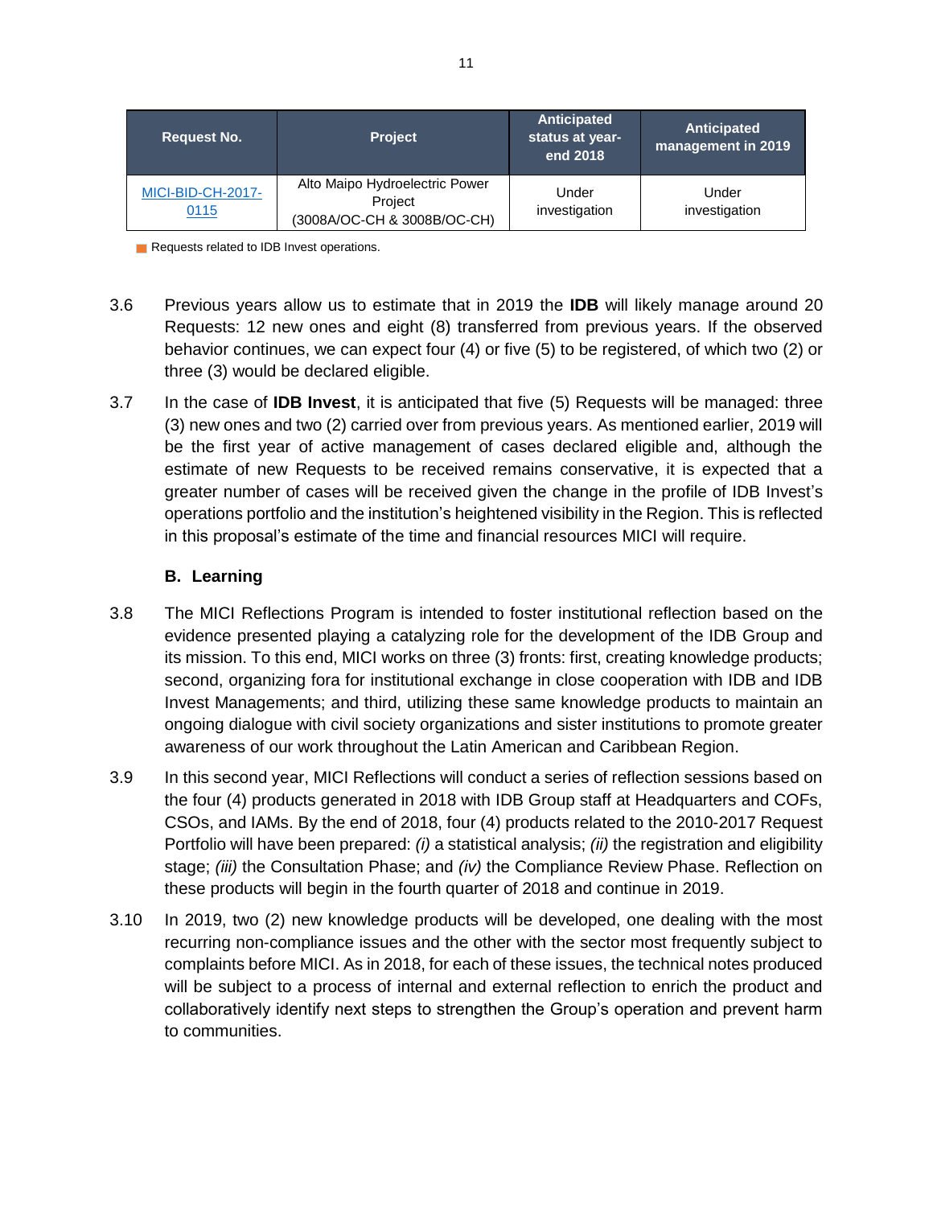| Request No. | Project | Anticipated status at year-end 2018 | Anticipated management in 2019 |
| --- | --- | --- | --- |
| MICI-BID-CH-2017-0115 | Alto Maipo Hydroelectric Power Project (3008A/OC-CH & 3008B/OC-CH) | Under investigation | Under investigation |

Requests related to IDB Invest operations.

3.6 Previous years allow us to estimate that in 2019 the **IDB** will likely manage around 20 Requests: 12 new ones and eight (8) transferred from previous years. If the observed behavior continues, we can expect four (4) or five (5) to be registered, of which two (2) or three (3) would be declared eligible.

3.7 In the case of **IDB Invest**, it is anticipated that five (5) Requests will be managed: three (3) new ones and two (2) carried over from previous years. As mentioned earlier, 2019 will be the first year of active management of cases declared eligible and, although the estimate of new Requests to be received remains conservative, it is expected that a greater number of cases will be received given the change in the profile of IDB Invest's operations portfolio and the institution's heightened visibility in the Region. This is reflected in this proposal's estimate of the time and financial resources MICI will require.

### B. Learning

3.8 The MICI Reflections Program is intended to foster institutional reflection based on the evidence presented playing a catalyzing role for the development of the IDB Group and its mission. To this end, MICI works on three (3) fronts: first, creating knowledge products; second, organizing fora for institutional exchange in close cooperation with IDB and IDB Invest Managements; and third, utilizing these same knowledge products to maintain an ongoing dialogue with civil society organizations and sister institutions to promote greater awareness of our work throughout the Latin American and Caribbean Region.

3.9 In this second year, MICI Reflections will conduct a series of reflection sessions based on the four (4) products generated in 2018 with IDB Group staff at Headquarters and COFs, CSOs, and IAMs. By the end of 2018, four (4) products related to the 2010-2017 Request Portfolio will have been prepared: *(i)* a statistical analysis; *(ii)* the registration and eligibility stage; *(iii)* the Consultation Phase; and *(iv)* the Compliance Review Phase. Reflection on these products will begin in the fourth quarter of 2018 and continue in 2019.

3.10 In 2019, two (2) new knowledge products will be developed, one dealing with the most recurring non-compliance issues and the other with the sector most frequently subject to complaints before MICI. As in 2018, for each of these issues, the technical notes produced will be subject to a process of internal and external reflection to enrich the product and collaboratively identify next steps to strengthen the Group's operation and prevent harm to communities.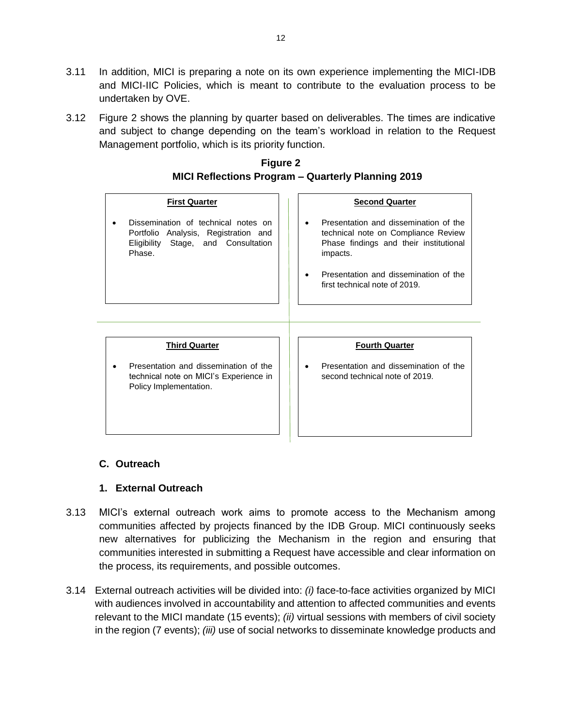3.11 In addition, MICI is preparing a note on its own experience implementing the MICI-IDB and MICI-IIC Policies, which is meant to contribute to the evaluation process to be undertaken by OVE.

3.12 Figure 2 shows the planning by quarter based on deliverables. The times are indicative and subject to change depending on the team's workload in relation to the Request Management portfolio, which is its priority function.

**Figure 2**
**MICI Reflections Program – Quarterly Planning 2019**

| **First Quarter** | **Second Quarter** |
|---|---|
| • Dissemination of technical notes on Portfolio Analysis, Registration and Eligibility Stage, and Consultation Phase. | • Presentation and dissemination of the technical note on Compliance Review Phase findings and their institutional impacts.<br>• Presentation and dissemination of the first technical note of 2019. |
| **Third Quarter** | **Fourth Quarter** |
| • Presentation and dissemination of the technical note on MICI's Experience in Policy Implementation. | • Presentation and dissemination of the second technical note of 2019. |

## C. Outreach

### 1. External Outreach

3.13 MICI's external outreach work aims to promote access to the Mechanism among communities affected by projects financed by the IDB Group. MICI continuously seeks new alternatives for publicizing the Mechanism in the region and ensuring that communities interested in submitting a Request have accessible and clear information on the process, its requirements, and possible outcomes.

3.14 External outreach activities will be divided into: *(i)* face-to-face activities organized by MICI with audiences involved in accountability and attention to affected communities and events relevant to the MICI mandate (15 events); *(ii)* virtual sessions with members of civil society in the region (7 events); *(iii)* use of social networks to disseminate knowledge products and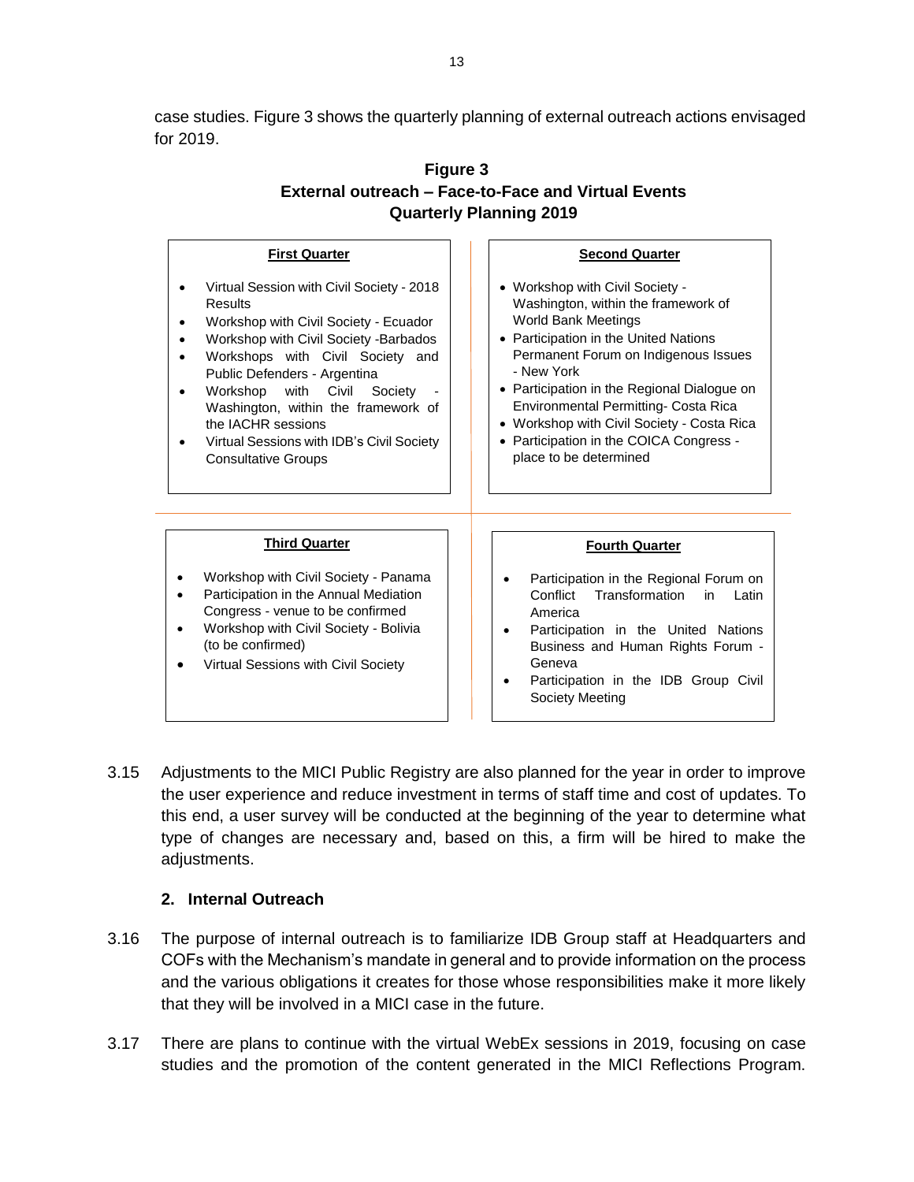case studies. Figure 3 shows the quarterly planning of external outreach actions envisaged for 2019.

**Figure 3**
**External outreach – Face-to-Face and Virtual Events**
**Quarterly Planning 2019**

**First Quarter**

- Virtual Session with Civil Society - 2018 Results
- Workshop with Civil Society - Ecuador
- Workshop with Civil Society -Barbados
- Workshops with Civil Society and Public Defenders - Argentina
- Workshop with Civil Society - Washington, within the framework of the IACHR sessions
- Virtual Sessions with IDB's Civil Society Consultative Groups

**Second Quarter**

- Workshop with Civil Society - Washington, within the framework of World Bank Meetings
- Participation in the United Nations Permanent Forum on Indigenous Issues - New York
- Participation in the Regional Dialogue on Environmental Permitting- Costa Rica
- Workshop with Civil Society - Costa Rica
- Participation in the COICA Congress - place to be determined

**Third Quarter**

- Workshop with Civil Society - Panama
- Participation in the Annual Mediation Congress - venue to be confirmed
- Workshop with Civil Society - Bolivia (to be confirmed)
- Virtual Sessions with Civil Society

**Fourth Quarter**

- Participation in the Regional Forum on Conflict Transformation in Latin America
- Participation in the United Nations Business and Human Rights Forum - Geneva
- Participation in the IDB Group Civil Society Meeting

3.15 Adjustments to the MICI Public Registry are also planned for the year in order to improve the user experience and reduce investment in terms of staff time and cost of updates. To this end, a user survey will be conducted at the beginning of the year to determine what type of changes are necessary and, based on this, a firm will be hired to make the adjustments.

### 2. Internal Outreach

3.16 The purpose of internal outreach is to familiarize IDB Group staff at Headquarters and COFs with the Mechanism's mandate in general and to provide information on the process and the various obligations it creates for those whose responsibilities make it more likely that they will be involved in a MICI case in the future.

3.17 There are plans to continue with the virtual WebEx sessions in 2019, focusing on case studies and the promotion of the content generated in the MICI Reflections Program.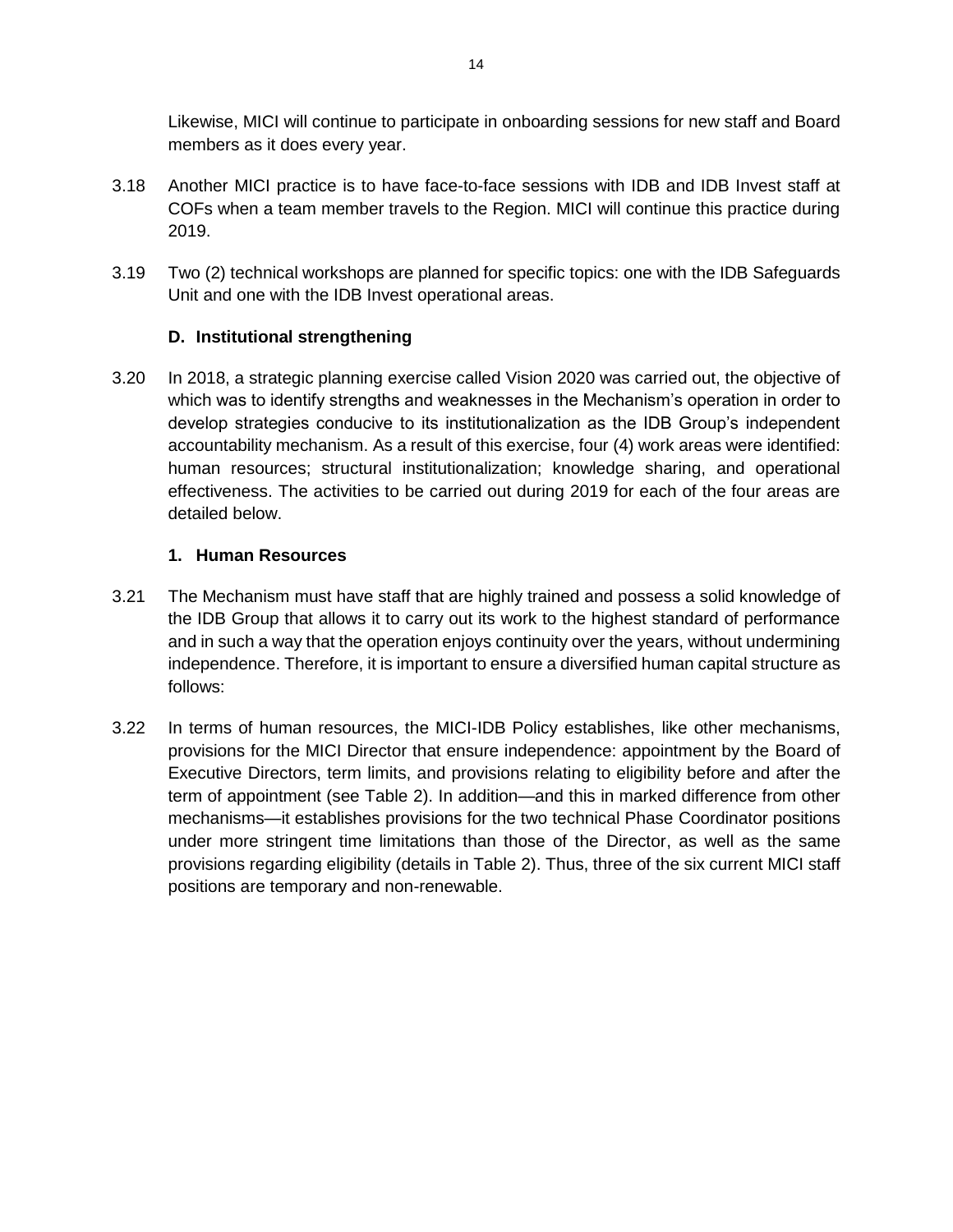Likewise, MICI will continue to participate in onboarding sessions for new staff and Board members as it does every year.

3.18 Another MICI practice is to have face-to-face sessions with IDB and IDB Invest staff at COFs when a team member travels to the Region. MICI will continue this practice during 2019.

3.19 Two (2) technical workshops are planned for specific topics: one with the IDB Safeguards Unit and one with the IDB Invest operational areas.

### D. Institutional strengthening

3.20 In 2018, a strategic planning exercise called Vision 2020 was carried out, the objective of which was to identify strengths and weaknesses in the Mechanism's operation in order to develop strategies conducive to its institutionalization as the IDB Group's independent accountability mechanism. As a result of this exercise, four (4) work areas were identified: human resources; structural institutionalization; knowledge sharing, and operational effectiveness. The activities to be carried out during 2019 for each of the four areas are detailed below.

#### 1. Human Resources

3.21 The Mechanism must have staff that are highly trained and possess a solid knowledge of the IDB Group that allows it to carry out its work to the highest standard of performance and in such a way that the operation enjoys continuity over the years, without undermining independence. Therefore, it is important to ensure a diversified human capital structure as follows:

3.22 In terms of human resources, the MICI-IDB Policy establishes, like other mechanisms, provisions for the MICI Director that ensure independence: appointment by the Board of Executive Directors, term limits, and provisions relating to eligibility before and after the term of appointment (see Table 2). In addition—and this in marked difference from other mechanisms—it establishes provisions for the two technical Phase Coordinator positions under more stringent time limitations than those of the Director, as well as the same provisions regarding eligibility (details in Table 2). Thus, three of the six current MICI staff positions are temporary and non-renewable.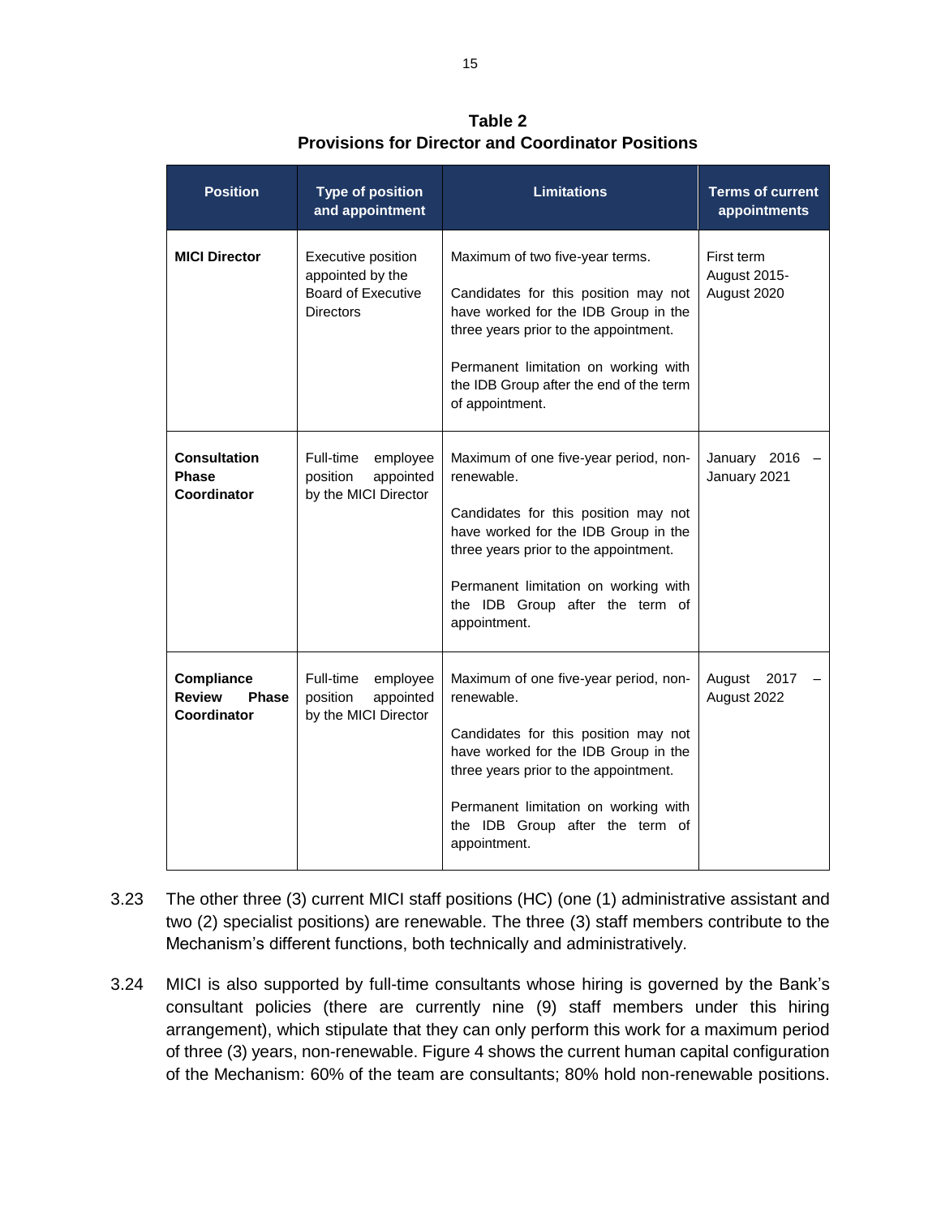**Table 2**
**Provisions for Director and Coordinator Positions**

| Position | Type of position and appointment | Limitations | Terms of current appointments |
|---|---|---|---|
| **MICI Director** | Executive position appointed by the Board of Executive Directors | Maximum of two five-year terms.<br><br>Candidates for this position may not have worked for the IDB Group in the three years prior to the appointment.<br><br>Permanent limitation on working with the IDB Group after the end of the term of appointment. | First term August 2015-August 2020 |
| **Consultation Phase Coordinator** | Full-time employee position appointed by the MICI Director | Maximum of one five-year period, non-renewable.<br><br>Candidates for this position may not have worked for the IDB Group in the three years prior to the appointment.<br><br>Permanent limitation on working with the IDB Group after the term of appointment. | January 2016 – January 2021 |
| **Compliance Review Phase Coordinator** | Full-time employee position appointed by the MICI Director | Maximum of one five-year period, non-renewable.<br><br>Candidates for this position may not have worked for the IDB Group in the three years prior to the appointment.<br><br>Permanent limitation on working with the IDB Group after the term of appointment. | August 2017 – August 2022 |

3.23 The other three (3) current MICI staff positions (HC) (one (1) administrative assistant and two (2) specialist positions) are renewable. The three (3) staff members contribute to the Mechanism's different functions, both technically and administratively.

3.24 MICI is also supported by full-time consultants whose hiring is governed by the Bank's consultant policies (there are currently nine (9) staff members under this hiring arrangement), which stipulate that they can only perform this work for a maximum period of three (3) years, non-renewable. Figure 4 shows the current human capital configuration of the Mechanism: 60% of the team are consultants; 80% hold non-renewable positions.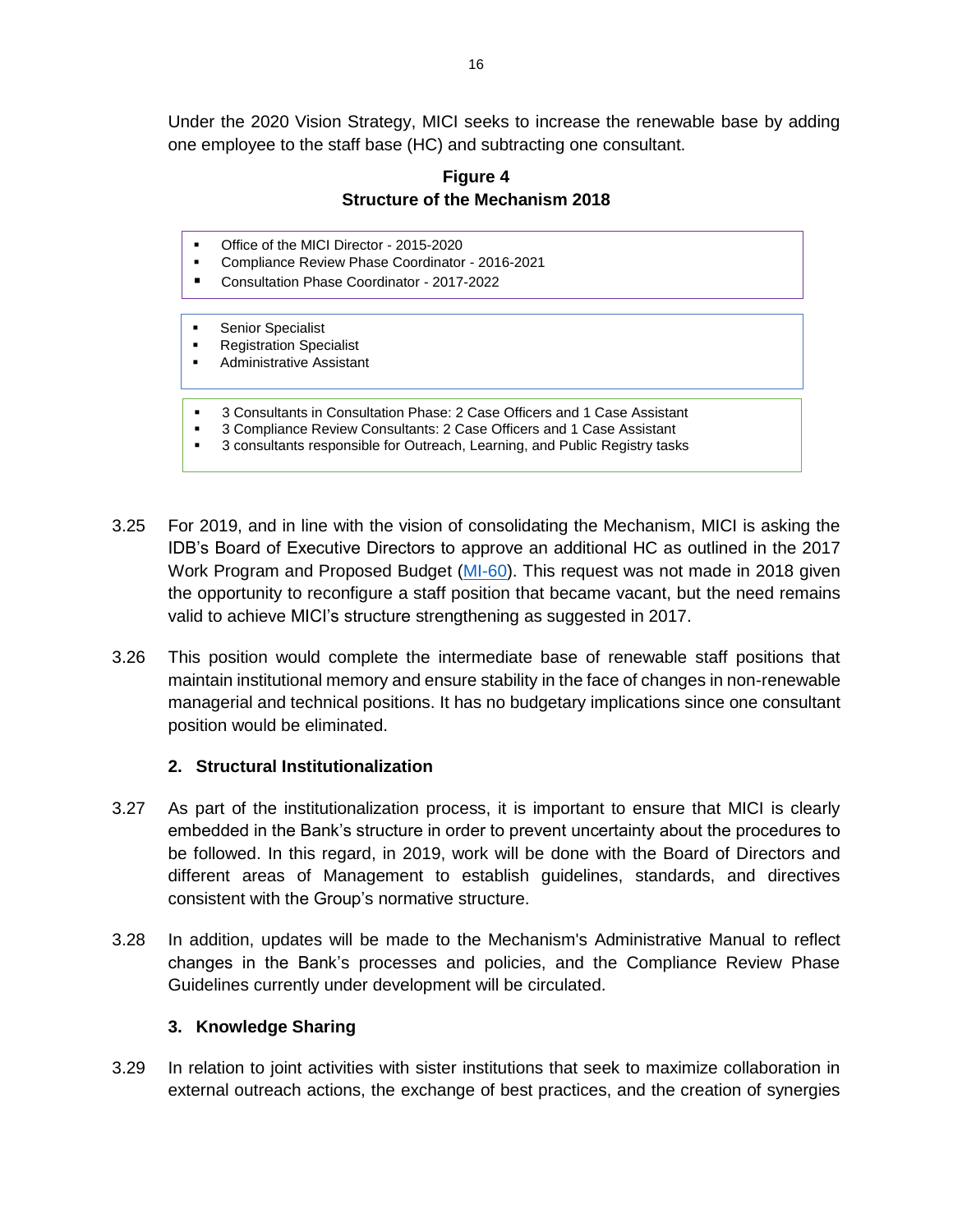Under the 2020 Vision Strategy, MICI seeks to increase the renewable base by adding one employee to the staff base (HC) and subtracting one consultant.

**Figure 4**
**Structure of the Mechanism 2018**

- Office of the MICI Director - 2015-2020
- Compliance Review Phase Coordinator - 2016-2021
- Consultation Phase Coordinator - 2017-2022

- Senior Specialist
- Registration Specialist
- Administrative Assistant

- 3 Consultants in Consultation Phase: 2 Case Officers and 1 Case Assistant
- 3 Compliance Review Consultants: 2 Case Officers and 1 Case Assistant
- 3 consultants responsible for Outreach, Learning, and Public Registry tasks

3.25 For 2019, and in line with the vision of consolidating the Mechanism, MICI is asking the IDB's Board of Executive Directors to approve an additional HC as outlined in the 2017 Work Program and Proposed Budget (MI-60). This request was not made in 2018 given the opportunity to reconfigure a staff position that became vacant, but the need remains valid to achieve MICI's structure strengthening as suggested in 2017.

3.26 This position would complete the intermediate base of renewable staff positions that maintain institutional memory and ensure stability in the face of changes in non-renewable managerial and technical positions. It has no budgetary implications since one consultant position would be eliminated.

### 2. Structural Institutionalization

3.27 As part of the institutionalization process, it is important to ensure that MICI is clearly embedded in the Bank's structure in order to prevent uncertainty about the procedures to be followed. In this regard, in 2019, work will be done with the Board of Directors and different areas of Management to establish guidelines, standards, and directives consistent with the Group's normative structure.

3.28 In addition, updates will be made to the Mechanism's Administrative Manual to reflect changes in the Bank's processes and policies, and the Compliance Review Phase Guidelines currently under development will be circulated.

### 3. Knowledge Sharing

3.29 In relation to joint activities with sister institutions that seek to maximize collaboration in external outreach actions, the exchange of best practices, and the creation of synergies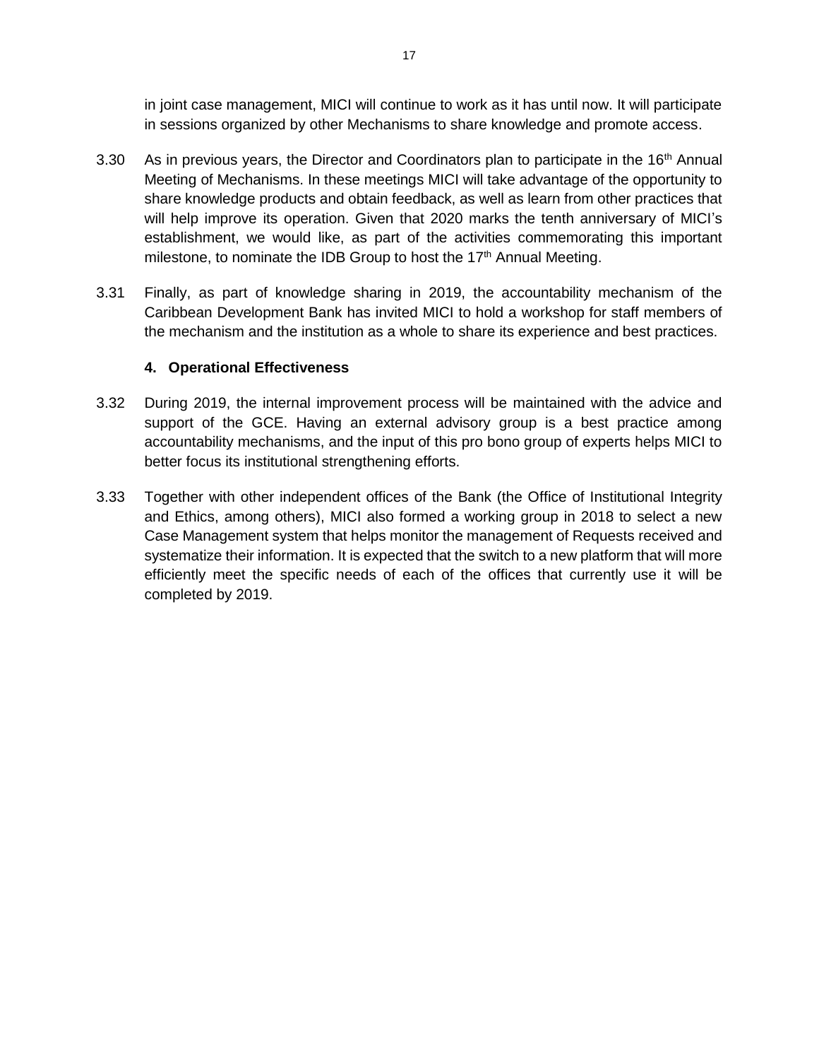in joint case management, MICI will continue to work as it has until now. It will participate in sessions organized by other Mechanisms to share knowledge and promote access.

3.30 As in previous years, the Director and Coordinators plan to participate in the 16th Annual Meeting of Mechanisms. In these meetings MICI will take advantage of the opportunity to share knowledge products and obtain feedback, as well as learn from other practices that will help improve its operation. Given that 2020 marks the tenth anniversary of MICI's establishment, we would like, as part of the activities commemorating this important milestone, to nominate the IDB Group to host the 17th Annual Meeting.

3.31 Finally, as part of knowledge sharing in 2019, the accountability mechanism of the Caribbean Development Bank has invited MICI to hold a workshop for staff members of the mechanism and the institution as a whole to share its experience and best practices.

#### 4. Operational Effectiveness

3.32 During 2019, the internal improvement process will be maintained with the advice and support of the GCE. Having an external advisory group is a best practice among accountability mechanisms, and the input of this pro bono group of experts helps MICI to better focus its institutional strengthening efforts.

3.33 Together with other independent offices of the Bank (the Office of Institutional Integrity and Ethics, among others), MICI also formed a working group in 2018 to select a new Case Management system that helps monitor the management of Requests received and systematize their information. It is expected that the switch to a new platform that will more efficiently meet the specific needs of each of the offices that currently use it will be completed by 2019.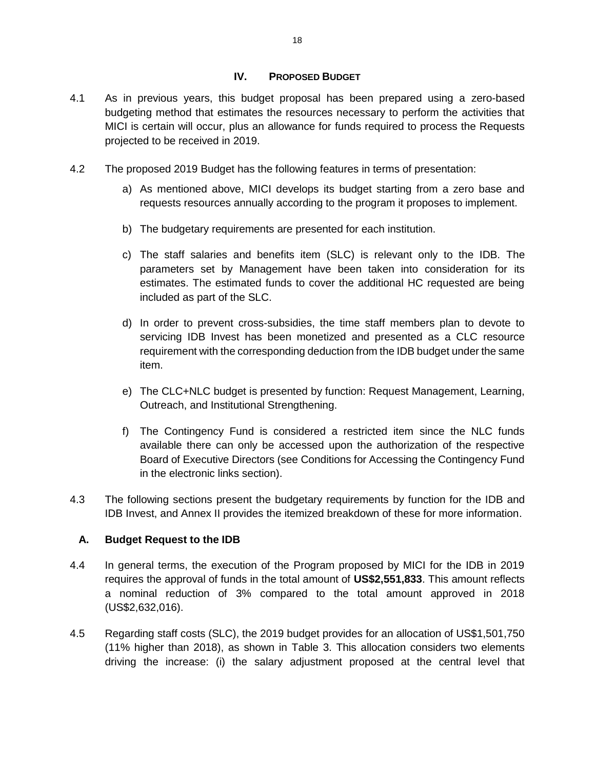# IV. PROPOSED BUDGET

4.1 As in previous years, this budget proposal has been prepared using a zero-based budgeting method that estimates the resources necessary to perform the activities that MICI is certain will occur, plus an allowance for funds required to process the Requests projected to be received in 2019.

4.2 The proposed 2019 Budget has the following features in terms of presentation:

a) As mentioned above, MICI develops its budget starting from a zero base and requests resources annually according to the program it proposes to implement.

b) The budgetary requirements are presented for each institution.

c) The staff salaries and benefits item (SLC) is relevant only to the IDB. The parameters set by Management have been taken into consideration for its estimates. The estimated funds to cover the additional HC requested are being included as part of the SLC.

d) In order to prevent cross-subsidies, the time staff members plan to devote to servicing IDB Invest has been monetized and presented as a CLC resource requirement with the corresponding deduction from the IDB budget under the same item.

e) The CLC+NLC budget is presented by function: Request Management, Learning, Outreach, and Institutional Strengthening.

f) The Contingency Fund is considered a restricted item since the NLC funds available there can only be accessed upon the authorization of the respective Board of Executive Directors (see Conditions for Accessing the Contingency Fund in the electronic links section).

4.3 The following sections present the budgetary requirements by function for the IDB and IDB Invest, and Annex II provides the itemized breakdown of these for more information.

## A. Budget Request to the IDB

4.4 In general terms, the execution of the Program proposed by MICI for the IDB in 2019 requires the approval of funds in the total amount of **US$2,551,833**. This amount reflects a nominal reduction of 3% compared to the total amount approved in 2018 (US$2,632,016).

4.5 Regarding staff costs (SLC), the 2019 budget provides for an allocation of US$1,501,750 (11% higher than 2018), as shown in Table 3. This allocation considers two elements driving the increase: (i) the salary adjustment proposed at the central level that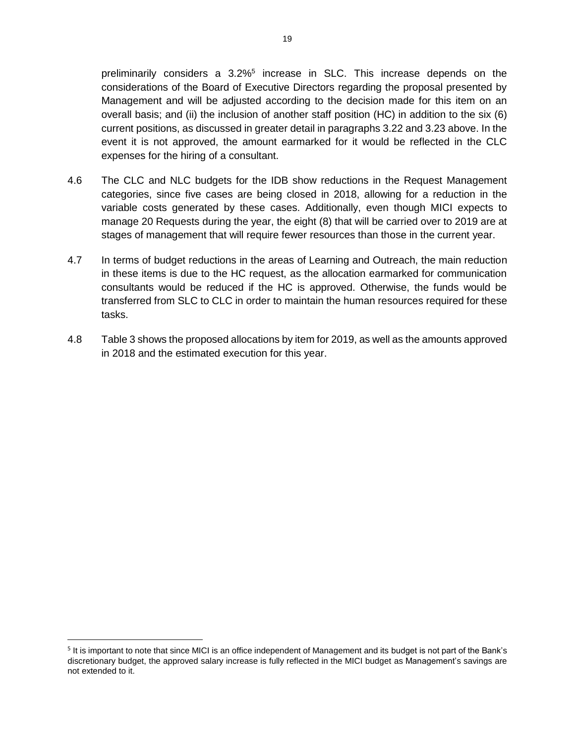preliminarily considers a 3.2%[5] increase in SLC. This increase depends on the considerations of the Board of Executive Directors regarding the proposal presented by Management and will be adjusted according to the decision made for this item on an overall basis; and (ii) the inclusion of another staff position (HC) in addition to the six (6) current positions, as discussed in greater detail in paragraphs 3.22 and 3.23 above. In the event it is not approved, the amount earmarked for it would be reflected in the CLC expenses for the hiring of a consultant.

4.6 The CLC and NLC budgets for the IDB show reductions in the Request Management categories, since five cases are being closed in 2018, allowing for a reduction in the variable costs generated by these cases. Additionally, even though MICI expects to manage 20 Requests during the year, the eight (8) that will be carried over to 2019 are at stages of management that will require fewer resources than those in the current year.

4.7 In terms of budget reductions in the areas of Learning and Outreach, the main reduction in these items is due to the HC request, as the allocation earmarked for communication consultants would be reduced if the HC is approved. Otherwise, the funds would be transferred from SLC to CLC in order to maintain the human resources required for these tasks.

4.8 Table 3 shows the proposed allocations by item for 2019, as well as the amounts approved in 2018 and the estimated execution for this year.

[5] It is important to note that since MICI is an office independent of Management and its budget is not part of the Bank's discretionary budget, the approved salary increase is fully reflected in the MICI budget as Management's savings are not extended to it.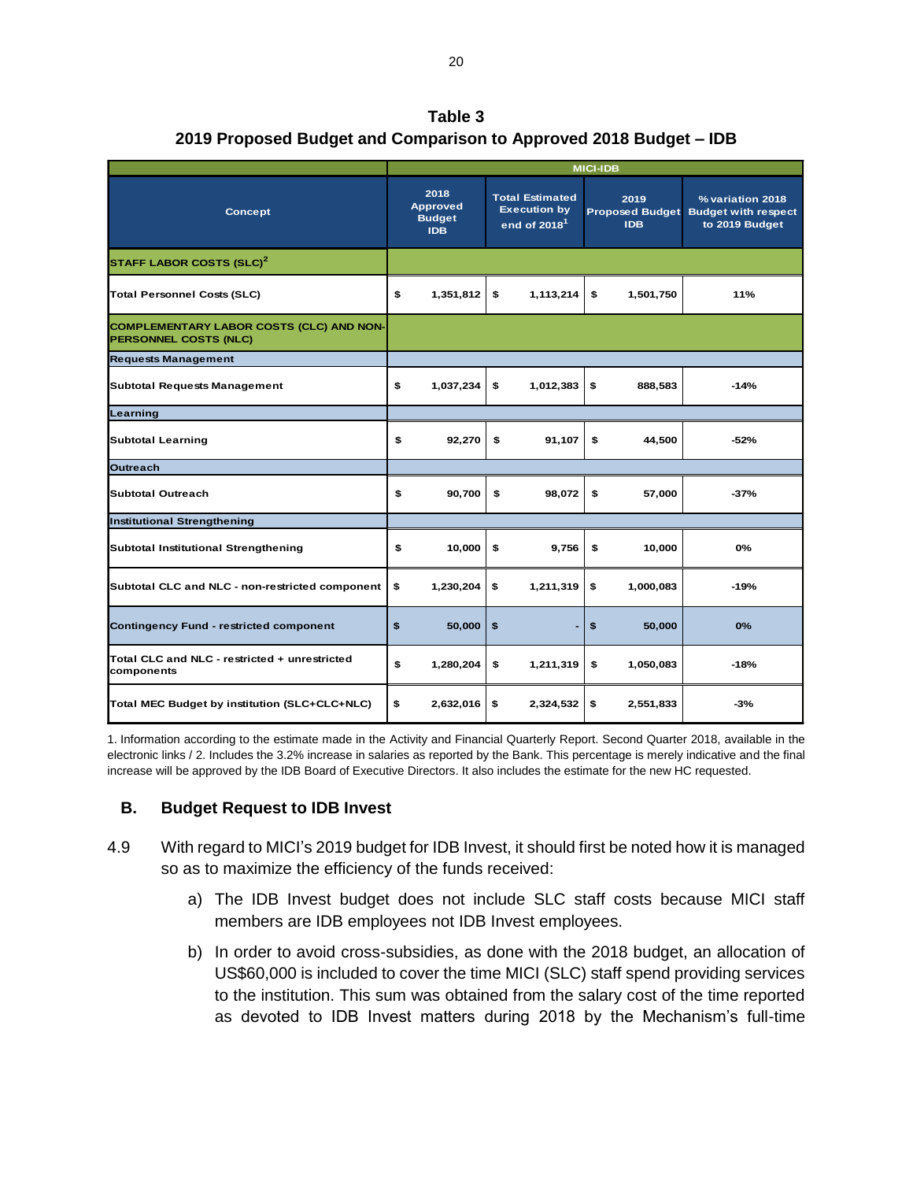**Table 3**
**2019 Proposed Budget and Comparison to Approved 2018 Budget – IDB**

| Concept | 2018 Approved Budget IDB | Total Estimated Execution by end of 2018[1] | 2019 Proposed Budget IDB | % variation 2018 Budget with respect to 2019 Budget |
|---|---|---|---|---|
| | MICI-IDB | | | |
| **STAFF LABOR COSTS (SLC)[2]** | | | | |
| Total Personnel Costs (SLC) | $ 1,351,812 | $ 1,113,214 | $ 1,501,750 | 11% |
| **COMPLEMENTARY LABOR COSTS (CLC) AND NON-PERSONNEL COSTS (NLC)** | | | | |
| **Requests Management** | | | | |
| Subtotal Requests Management | $ 1,037,234 | $ 1,012,383 | $ 888,583 | -14% |
| **Learning** | | | | |
| Subtotal Learning | $ 92,270 | $ 91,107 | $ 44,500 | -52% |
| **Outreach** | | | | |
| Subtotal Outreach | $ 90,700 | $ 98,072 | $ 57,000 | -37% |
| **Institutional Strengthening** | | | | |
| Subtotal Institutional Strengthening | $ 10,000 | $ 9,756 | $ 10,000 | 0% |
| Subtotal CLC and NLC - non-restricted component | $ 1,230,204 | $ 1,211,319 | $ 1,000,083 | -19% |
| Contingency Fund - restricted component | $ 50,000 | $ - | $ 50,000 | 0% |
| Total CLC and NLC - restricted + unrestricted components | $ 1,280,204 | $ 1,211,319 | $ 1,050,083 | -18% |
| Total MEC Budget by institution (SLC+CLC+NLC) | $ 2,632,016 | $ 2,324,532 | $ 2,551,833 | -3% |

1. Information according to the estimate made in the Activity and Financial Quarterly Report. Second Quarter 2018, available in the electronic links / 2. Includes the 3.2% increase in salaries as reported by the Bank. This percentage is merely indicative and the final increase will be approved by the IDB Board of Executive Directors. It also includes the estimate for the new HC requested.

## B. Budget Request to IDB Invest

4.9 With regard to MICI's 2019 budget for IDB Invest, it should first be noted how it is managed so as to maximize the efficiency of the funds received:

a) The IDB Invest budget does not include SLC staff costs because MICI staff members are IDB employees not IDB Invest employees.

b) In order to avoid cross-subsidies, as done with the 2018 budget, an allocation of US$60,000 is included to cover the time MICI (SLC) staff spend providing services to the institution. This sum was obtained from the salary cost of the time reported as devoted to IDB Invest matters during 2018 by the Mechanism's full-time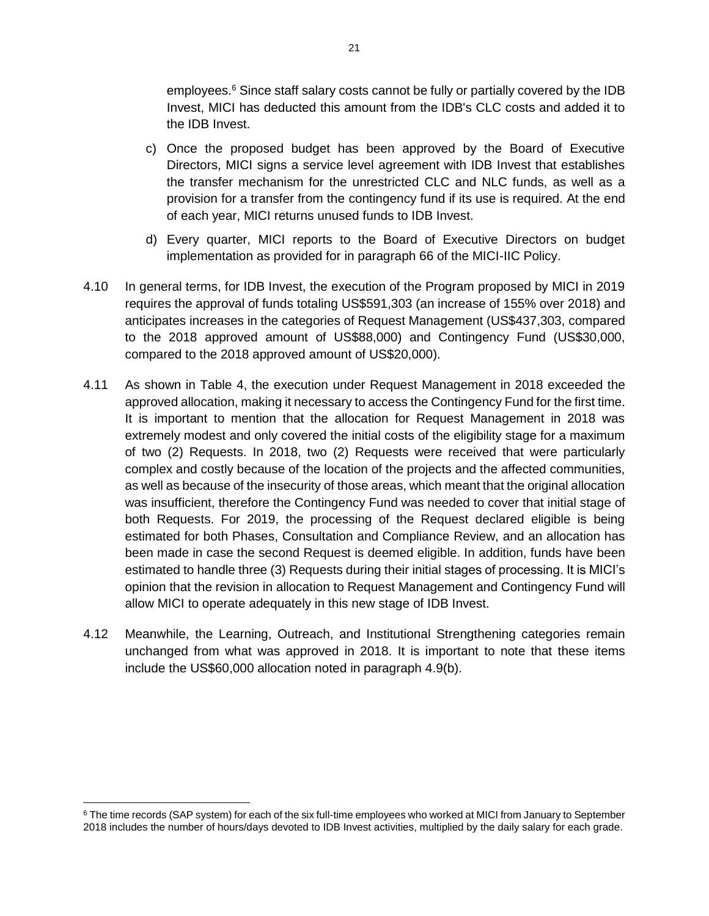employees.[6] Since staff salary costs cannot be fully or partially covered by the IDB Invest, MICI has deducted this amount from the IDB's CLC costs and added it to the IDB Invest.

c) Once the proposed budget has been approved by the Board of Executive Directors, MICI signs a service level agreement with IDB Invest that establishes the transfer mechanism for the unrestricted CLC and NLC funds, as well as a provision for a transfer from the contingency fund if its use is required. At the end of each year, MICI returns unused funds to IDB Invest.

d) Every quarter, MICI reports to the Board of Executive Directors on budget implementation as provided for in paragraph 66 of the MICI-IIC Policy.

4.10 In general terms, for IDB Invest, the execution of the Program proposed by MICI in 2019 requires the approval of funds totaling US$591,303 (an increase of 155% over 2018) and anticipates increases in the categories of Request Management (US$437,303, compared to the 2018 approved amount of US$88,000) and Contingency Fund (US$30,000, compared to the 2018 approved amount of US$20,000).

4.11 As shown in Table 4, the execution under Request Management in 2018 exceeded the approved allocation, making it necessary to access the Contingency Fund for the first time. It is important to mention that the allocation for Request Management in 2018 was extremely modest and only covered the initial costs of the eligibility stage for a maximum of two (2) Requests. In 2018, two (2) Requests were received that were particularly complex and costly because of the location of the projects and the affected communities, as well as because of the insecurity of those areas, which meant that the original allocation was insufficient, therefore the Contingency Fund was needed to cover that initial stage of both Requests. For 2019, the processing of the Request declared eligible is being estimated for both Phases, Consultation and Compliance Review, and an allocation has been made in case the second Request is deemed eligible. In addition, funds have been estimated to handle three (3) Requests during their initial stages of processing. It is MICI's opinion that the revision in allocation to Request Management and Contingency Fund will allow MICI to operate adequately in this new stage of IDB Invest.

4.12 Meanwhile, the Learning, Outreach, and Institutional Strengthening categories remain unchanged from what was approved in 2018. It is important to note that these items include the US$60,000 allocation noted in paragraph 4.9(b).

[6] The time records (SAP system) for each of the six full-time employees who worked at MICI from January to September 2018 includes the number of hours/days devoted to IDB Invest activities, multiplied by the daily salary for each grade.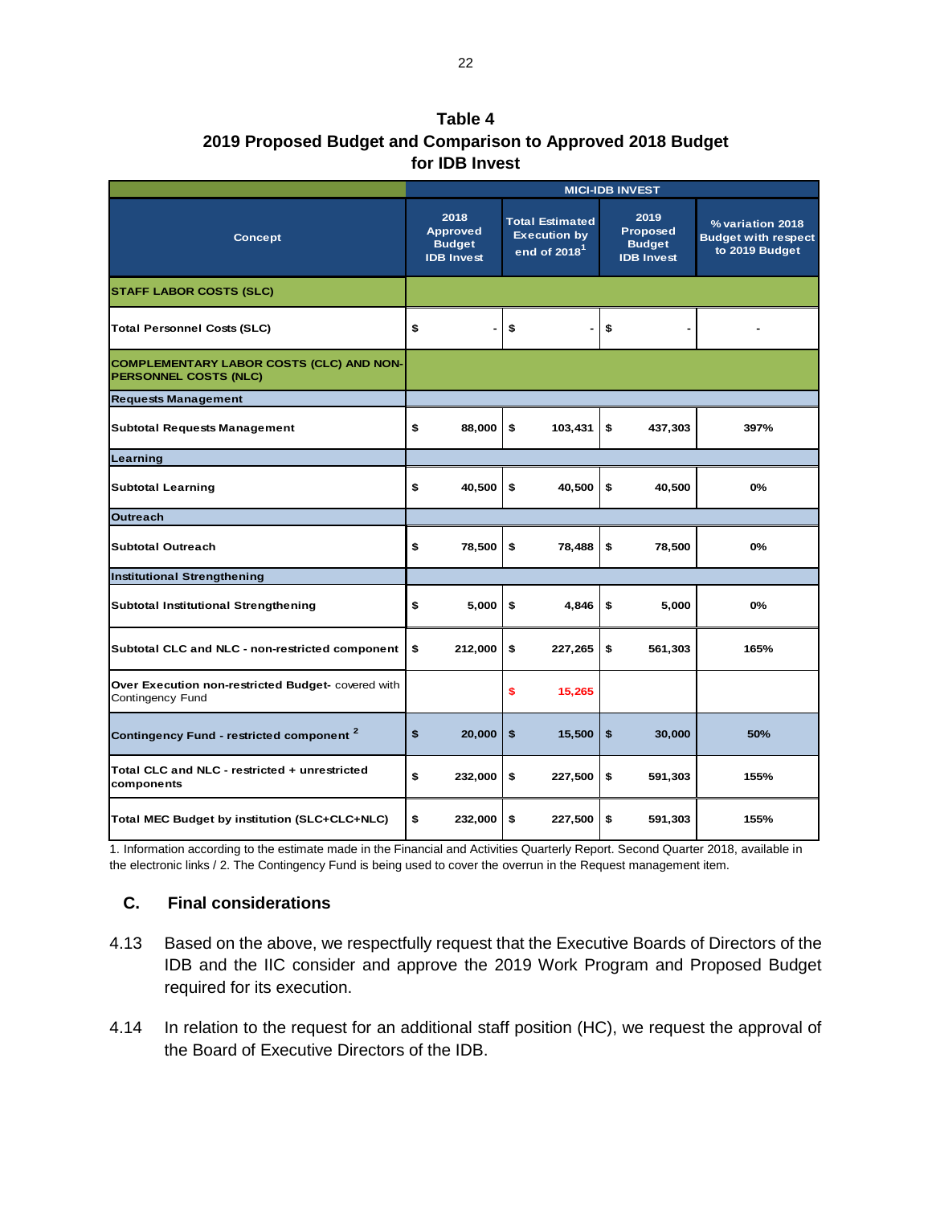**Table 4**
**2019 Proposed Budget and Comparison to Approved 2018 Budget for IDB Invest**

| Concept | MICI-IDB INVEST | | | |
|---|---|---|---|---|
| | 2018 Approved Budget IDB Invest | Total Estimated Execution by end of 2018[1] | 2019 Proposed Budget IDB Invest | % variation 2018 Budget with respect to 2019 Budget |
| **STAFF LABOR COSTS (SLC)** | | | | |
| Total Personnel Costs (SLC) | $ - | $ - | $ - | - |
| **COMPLEMENTARY LABOR COSTS (CLC) AND NON-PERSONNEL COSTS (NLC)** | | | | |
| **Requests Management** | | | | |
| Subtotal Requests Management | $ 88,000 | $ 103,431 | $ 437,303 | 397% |
| **Learning** | | | | |
| Subtotal Learning | $ 40,500 | $ 40,500 | $ 40,500 | 0% |
| **Outreach** | | | | |
| Subtotal Outreach | $ 78,500 | $ 78,488 | $ 78,500 | 0% |
| **Institutional Strengthening** | | | | |
| Subtotal Institutional Strengthening | $ 5,000 | $ 4,846 | $ 5,000 | 0% |
| Subtotal CLC and NLC - non-restricted component | $ 212,000 | $ 227,265 | $ 561,303 | 165% |
| Over Execution non-restricted Budget- covered with Contingency Fund | | $ 15,265 | | |
| Contingency Fund - restricted component [2] | $ 20,000 | $ 15,500 | $ 30,000 | 50% |
| Total CLC and NLC - restricted + unrestricted components | $ 232,000 | $ 227,500 | $ 591,303 | 155% |
| Total MEC Budget by institution (SLC+CLC+NLC) | $ 232,000 | $ 227,500 | $ 591,303 | 155% |

1. Information according to the estimate made in the Financial and Activities Quarterly Report. Second Quarter 2018, available in the electronic links / 2. The Contingency Fund is being used to cover the overrun in the Request management item.

## C. Final considerations

4.13 Based on the above, we respectfully request that the Executive Boards of Directors of the IDB and the IIC consider and approve the 2019 Work Program and Proposed Budget required for its execution.

4.14 In relation to the request for an additional staff position (HC), we request the approval of the Board of Executive Directors of the IDB.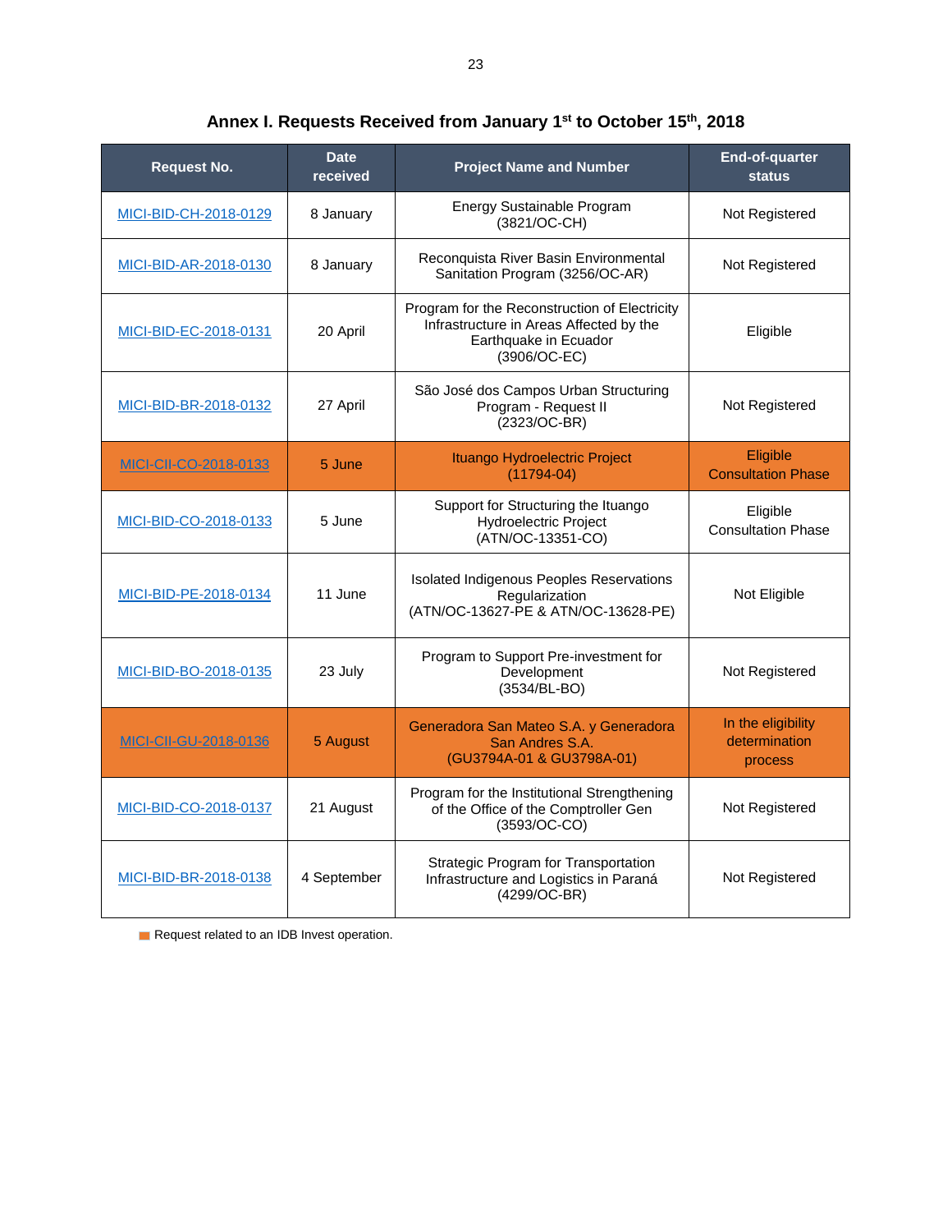## Annex I. Requests Received from January 1st to October 15th, 2018

| Request No. | Date received | Project Name and Number | End-of-quarter status |
|---|---|---|---|
| MICI-BID-CH-2018-0129 | 8 January | Energy Sustainable Program (3821/OC-CH) | Not Registered |
| MICI-BID-AR-2018-0130 | 8 January | Reconquista River Basin Environmental Sanitation Program (3256/OC-AR) | Not Registered |
| MICI-BID-EC-2018-0131 | 20 April | Program for the Reconstruction of Electricity Infrastructure in Areas Affected by the Earthquake in Ecuador (3906/OC-EC) | Eligible |
| MICI-BID-BR-2018-0132 | 27 April | São José dos Campos Urban Structuring Program - Request II (2323/OC-BR) | Not Registered |
| MICI-CII-CO-2018-0133 | 5 June | Ituango Hydroelectric Project (11794-04) | Eligible Consultation Phase |
| MICI-BID-CO-2018-0133 | 5 June | Support for Structuring the Ituango Hydroelectric Project (ATN/OC-13351-CO) | Eligible Consultation Phase |
| MICI-BID-PE-2018-0134 | 11 June | Isolated Indigenous Peoples Reservations Regularization (ATN/OC-13627-PE & ATN/OC-13628-PE) | Not Eligible |
| MICI-BID-BO-2018-0135 | 23 July | Program to Support Pre-investment for Development (3534/BL-BO) | Not Registered |
| MICI-CII-GU-2018-0136 | 5 August | Generadora San Mateo S.A. y Generadora San Andres S.A. (GU3794A-01 & GU3798A-01) | In the eligibility determination process |
| MICI-BID-CO-2018-0137 | 21 August | Program for the Institutional Strengthening of the Office of the Comptroller Gen (3593/OC-CO) | Not Registered |
| MICI-BID-BR-2018-0138 | 4 September | Strategic Program for Transportation Infrastructure and Logistics in Paraná (4299/OC-BR) | Not Registered |

Request related to an IDB Invest operation.